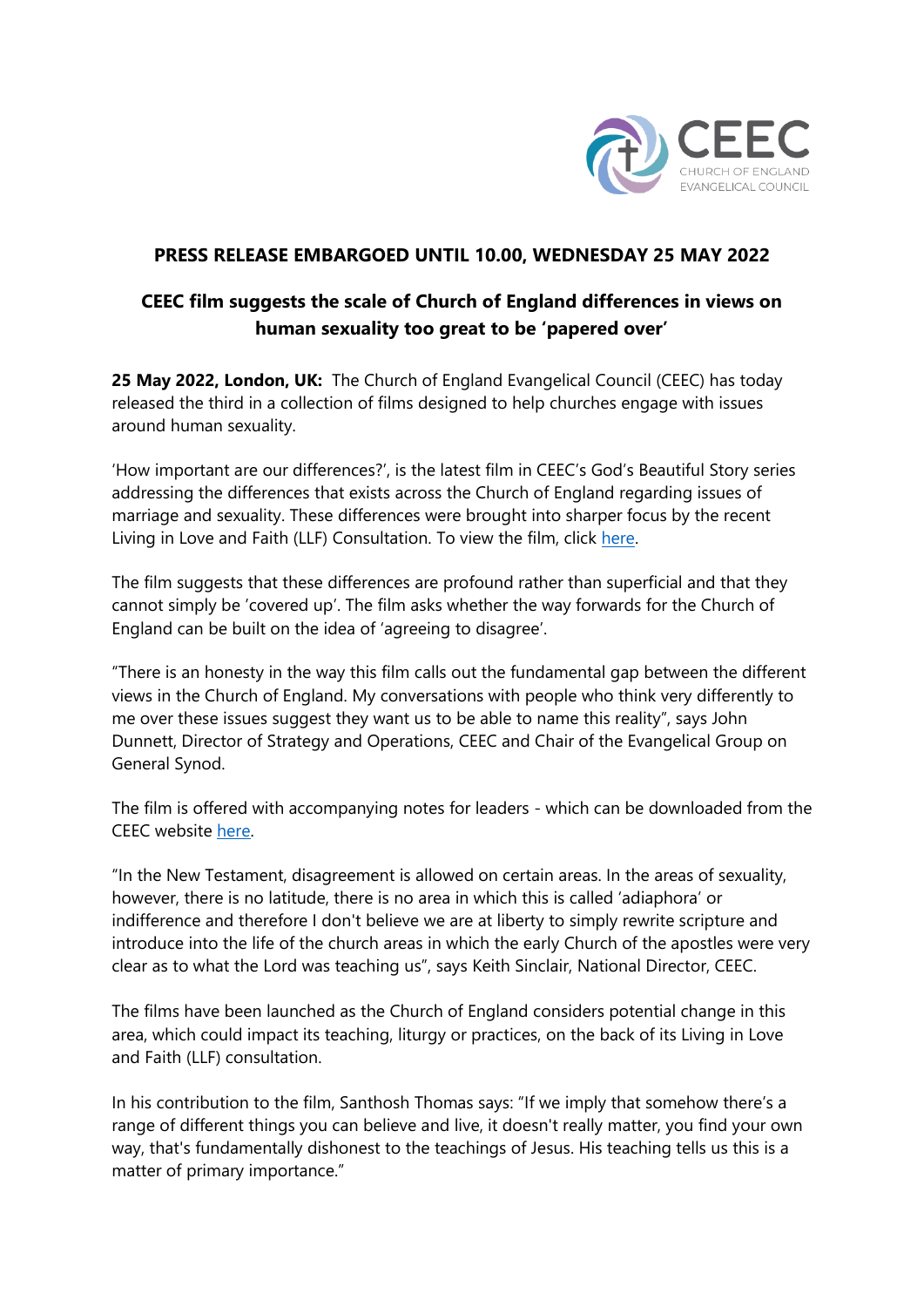CEEC
CHURCH OF ENGLAND
EVANGELICAL COUNCIL

**PRESS RELEASE EMBARGOED UNTIL 10.00, WEDNESDAY 25 MAY 2022**

## CEEC film suggests the scale of Church of England differences in views on human sexuality too great to be 'papered over'

**25 May 2022, London, UK:** The Church of England Evangelical Council (CEEC) has today released the third in a collection of films designed to help churches engage with issues around human sexuality.

'How important are our differences?', is the latest film in CEEC's God's Beautiful Story series addressing the differences that exists across the Church of England regarding issues of marriage and sexuality. These differences were brought into sharper focus by the recent Living in Love and Faith (LLF) Consultation. To view the film, click here.

The film suggests that these differences are profound rather than superficial and that they cannot simply be 'covered up'. The film asks whether the way forwards for the Church of England can be built on the idea of 'agreeing to disagree'.

"There is an honesty in the way this film calls out the fundamental gap between the different views in the Church of England. My conversations with people who think very differently to me over these issues suggest they want us to be able to name this reality", says John Dunnett, Director of Strategy and Operations, CEEC and Chair of the Evangelical Group on General Synod.

The film is offered with accompanying notes for leaders - which can be downloaded from the CEEC website here.

"In the New Testament, disagreement is allowed on certain areas. In the areas of sexuality, however, there is no latitude, there is no area in which this is called 'adiaphora' or indifference and therefore I don't believe we are at liberty to simply rewrite scripture and introduce into the life of the church areas in which the early Church of the apostles were very clear as to what the Lord was teaching us", says Keith Sinclair, National Director, CEEC.

The films have been launched as the Church of England considers potential change in this area, which could impact its teaching, liturgy or practices, on the back of its Living in Love and Faith (LLF) consultation.

In his contribution to the film, Santhosh Thomas says: "If we imply that somehow there's a range of different things you can believe and live, it doesn't really matter, you find your own way, that's fundamentally dishonest to the teachings of Jesus. His teaching tells us this is a matter of primary importance."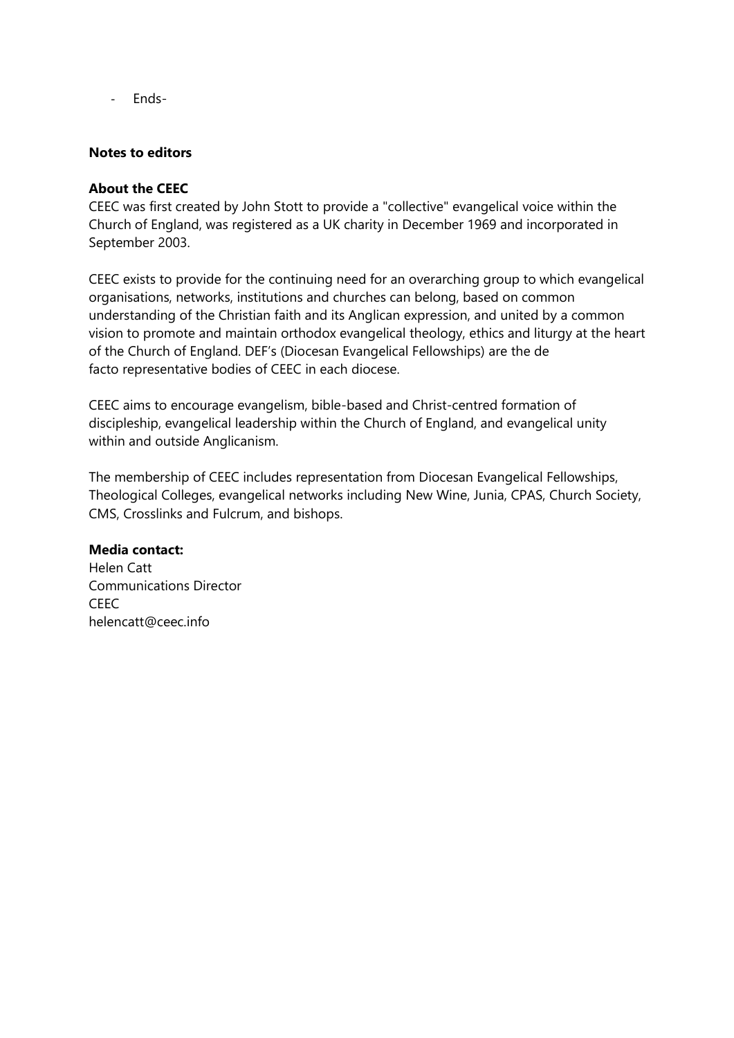- Ends-

**Notes to editors**

**About the CEEC**

CEEC was first created by John Stott to provide a "collective" evangelical voice within the Church of England, was registered as a UK charity in December 1969 and incorporated in September 2003.

CEEC exists to provide for the continuing need for an overarching group to which evangelical organisations, networks, institutions and churches can belong, based on common understanding of the Christian faith and its Anglican expression, and united by a common vision to promote and maintain orthodox evangelical theology, ethics and liturgy at the heart of the Church of England. DEF's (Diocesan Evangelical Fellowships) are the de facto representative bodies of CEEC in each diocese.

CEEC aims to encourage evangelism, bible-based and Christ-centred formation of discipleship, evangelical leadership within the Church of England, and evangelical unity within and outside Anglicanism.

The membership of CEEC includes representation from Diocesan Evangelical Fellowships, Theological Colleges, evangelical networks including New Wine, Junia, CPAS, Church Society, CMS, Crosslinks and Fulcrum, and bishops.

**Media contact:**

Helen Catt
Communications Director
CEEC
helencatt@ceec.info